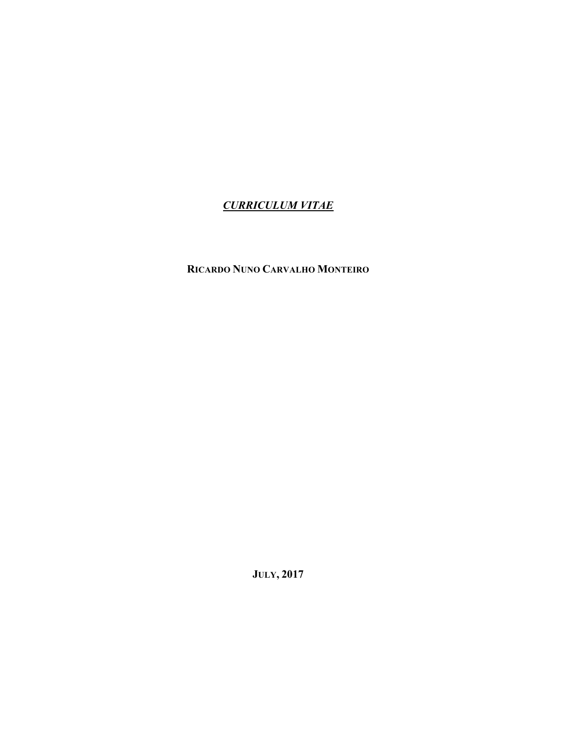# *CURRICULUM VITAE*

**RICARDO NUNO CARVALHO MONTEIRO**

**JULY, 2017**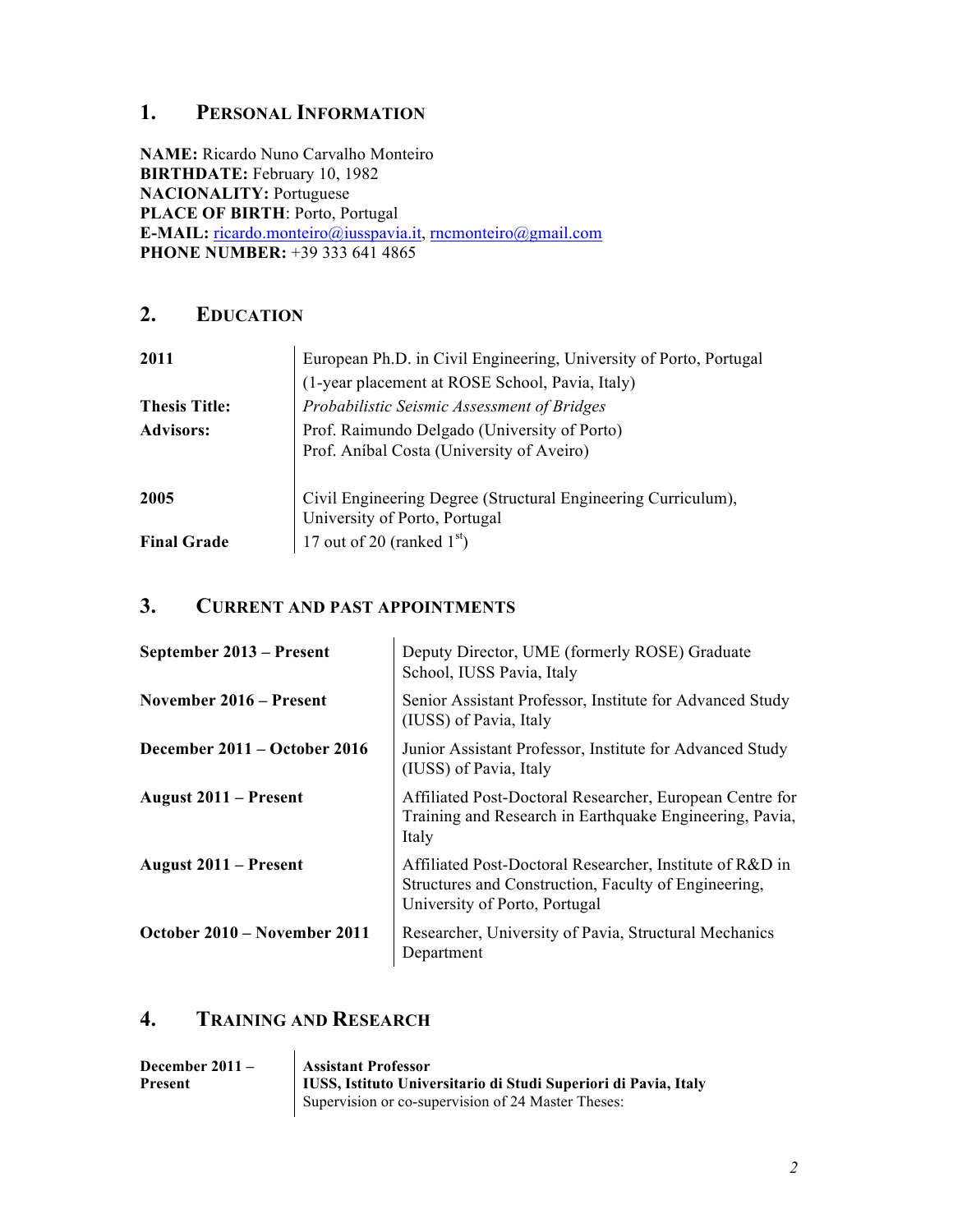## 1. Personal Information

**NAME:** Ricardo Nuno Carvalho Monteiro
**BIRTHDATE:** February 10, 1982
**NACIONALITY:** Portuguese
**PLACE OF BIRTH**: Porto, Portugal
**E-MAIL:** ricardo.monteiro@iusspavia.it, rncmonteiro@gmail.com
**PHONE NUMBER:** +39 333 641 4865

## 2. Education

| | |
|---|---|
| **2011** | European Ph.D. in Civil Engineering, University of Porto, Portugal (1-year placement at ROSE School, Pavia, Italy) |
| **Thesis Title:** | *Probabilistic Seismic Assessment of Bridges* |
| **Advisors:** | Prof. Raimundo Delgado (University of Porto)<br>Prof. Aníbal Costa (University of Aveiro) |
| **2005** | Civil Engineering Degree (Structural Engineering Curriculum), University of Porto, Portugal |
| **Final Grade** | 17 out of 20 (ranked 1st) |

## 3. Current and Past Appointments

| | |
|---|---|
| **September 2013 – Present** | Deputy Director, UME (formerly ROSE) Graduate School, IUSS Pavia, Italy |
| **November 2016 – Present** | Senior Assistant Professor, Institute for Advanced Study (IUSS) of Pavia, Italy |
| **December 2011 – October 2016** | Junior Assistant Professor, Institute for Advanced Study (IUSS) of Pavia, Italy |
| **August 2011 – Present** | Affiliated Post-Doctoral Researcher, European Centre for Training and Research in Earthquake Engineering, Pavia, Italy |
| **August 2011 – Present** | Affiliated Post-Doctoral Researcher, Institute of R&D in Structures and Construction, Faculty of Engineering, University of Porto, Portugal |
| **October 2010 – November 2011** | Researcher, University of Pavia, Structural Mechanics Department |

## 4. Training and Research

| | |
|---|---|
| **December 2011 – Present** | **Assistant Professor**<br>**IUSS, Istituto Universitario di Studi Superiori di Pavia, Italy**<br>Supervision or co-supervision of 24 Master Theses: |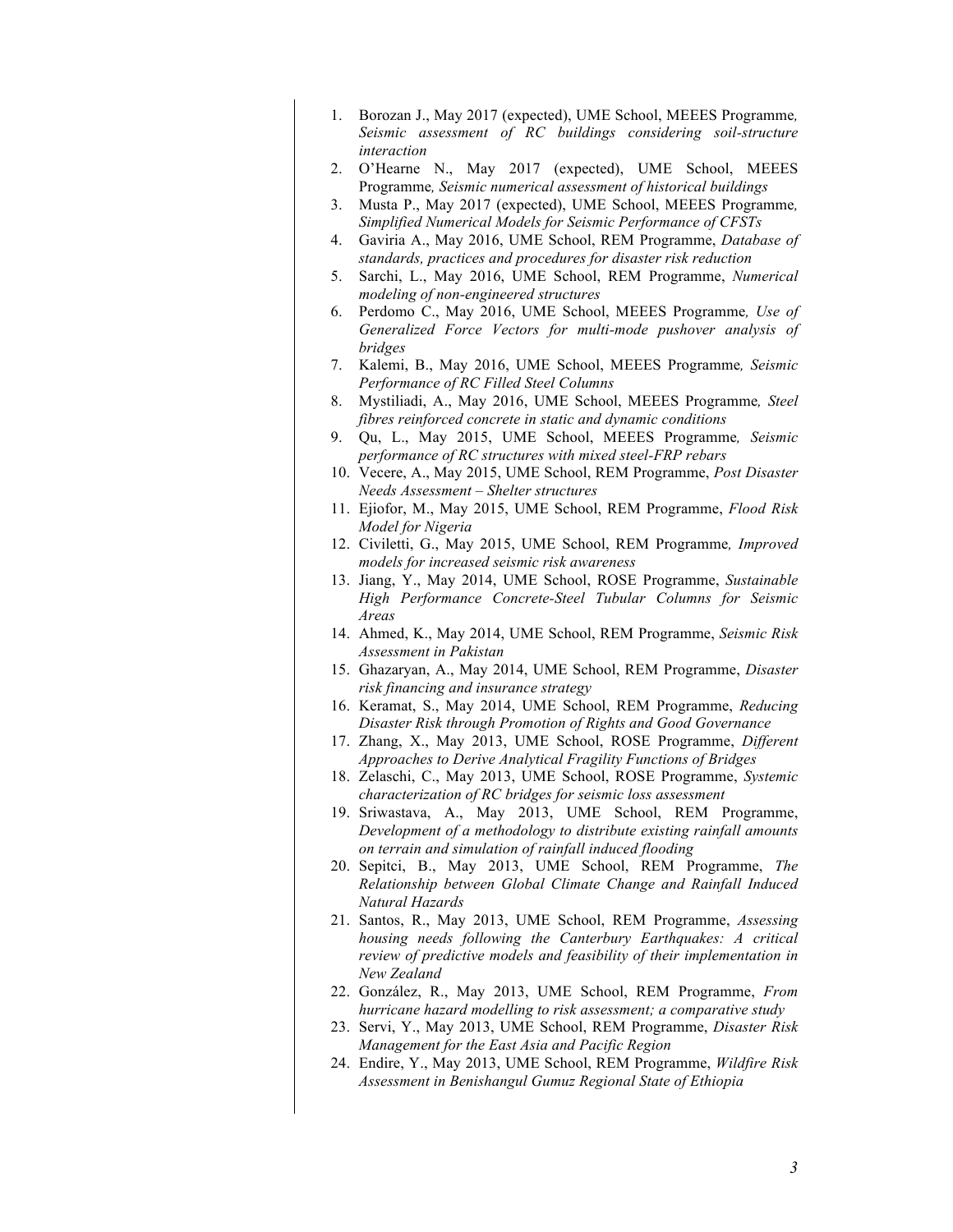1. Borozan J., May 2017 (expected), UME School, MEEES Programme*, Seismic assessment of RC buildings considering soil-structure interaction*
2. O'Hearne N., May 2017 (expected), UME School, MEEES Programme*, Seismic numerical assessment of historical buildings*
3. Musta P., May 2017 (expected), UME School, MEEES Programme*, Simplified Numerical Models for Seismic Performance of CFSTs*
4. Gaviria A., May 2016, UME School, REM Programme, *Database of standards, practices and procedures for disaster risk reduction*
5. Sarchi, L., May 2016, UME School, REM Programme, *Numerical modeling of non-engineered structures*
6. Perdomo C., May 2016, UME School, MEEES Programme*, Use of Generalized Force Vectors for multi-mode pushover analysis of bridges*
7. Kalemi, B., May 2016, UME School, MEEES Programme*, Seismic Performance of RC Filled Steel Columns*
8. Mystiliadi, A., May 2016, UME School, MEEES Programme*, Steel fibres reinforced concrete in static and dynamic conditions*
9. Qu, L., May 2015, UME School, MEEES Programme*, Seismic performance of RC structures with mixed steel-FRP rebars*
10. Vecere, A., May 2015, UME School, REM Programme, *Post Disaster Needs Assessment – Shelter structures*
11. Ejiofor, M., May 2015, UME School, REM Programme, *Flood Risk Model for Nigeria*
12. Civiletti, G., May 2015, UME School, REM Programme*, Improved models for increased seismic risk awareness*
13. Jiang, Y., May 2014, UME School, ROSE Programme, *Sustainable High Performance Concrete-Steel Tubular Columns for Seismic Areas*
14. Ahmed, K., May 2014, UME School, REM Programme, *Seismic Risk Assessment in Pakistan*
15. Ghazaryan, A., May 2014, UME School, REM Programme, *Disaster risk financing and insurance strategy*
16. Keramat, S., May 2014, UME School, REM Programme, *Reducing Disaster Risk through Promotion of Rights and Good Governance*
17. Zhang, X., May 2013, UME School, ROSE Programme, *Different Approaches to Derive Analytical Fragility Functions of Bridges*
18. Zelaschi, C., May 2013, UME School, ROSE Programme, *Systemic characterization of RC bridges for seismic loss assessment*
19. Sriwastava, A., May 2013, UME School, REM Programme, *Development of a methodology to distribute existing rainfall amounts on terrain and simulation of rainfall induced flooding*
20. Sepitci, B., May 2013, UME School, REM Programme, *The Relationship between Global Climate Change and Rainfall Induced Natural Hazards*
21. Santos, R., May 2013, UME School, REM Programme, *Assessing housing needs following the Canterbury Earthquakes: A critical review of predictive models and feasibility of their implementation in New Zealand*
22. González, R., May 2013, UME School, REM Programme, *From hurricane hazard modelling to risk assessment; a comparative study*
23. Servi, Y., May 2013, UME School, REM Programme, *Disaster Risk Management for the East Asia and Pacific Region*
24. Endire, Y., May 2013, UME School, REM Programme, *Wildfire Risk Assessment in Benishangul Gumuz Regional State of Ethiopia*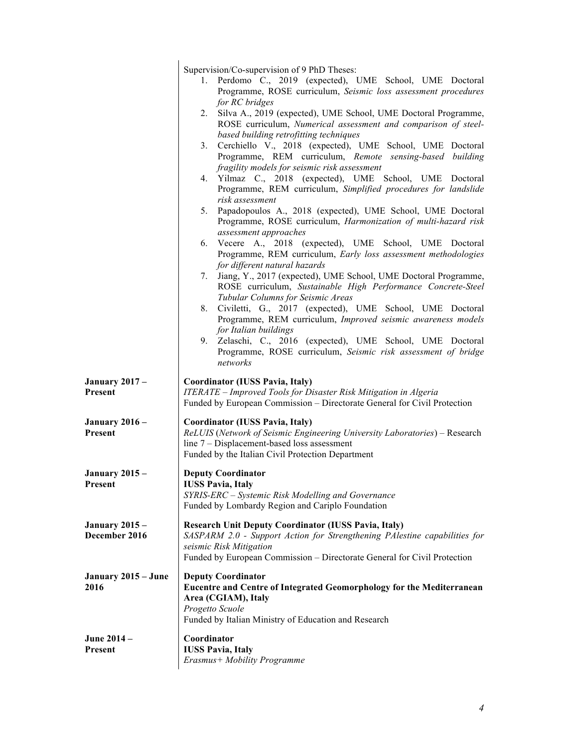Supervision/Co-supervision of 9 PhD Theses:

1. Perdomo C., 2019 (expected), UME School, UME Doctoral Programme, ROSE curriculum, *Seismic loss assessment procedures for RC bridges*
2. Silva A., 2019 (expected), UME School, UME Doctoral Programme, ROSE curriculum, *Numerical assessment and comparison of steel-based building retrofitting techniques*
3. Cerchiello V., 2018 (expected), UME School, UME Doctoral Programme, REM curriculum, *Remote sensing-based building fragility models for seismic risk assessment*
4. Yilmaz C., 2018 (expected), UME School, UME Doctoral Programme, REM curriculum, *Simplified procedures for landslide risk assessment*
5. Papadopoulos A., 2018 (expected), UME School, UME Doctoral Programme, ROSE curriculum, *Harmonization of multi-hazard risk assessment approaches*
6. Vecere A., 2018 (expected), UME School, UME Doctoral Programme, REM curriculum, *Early loss assessment methodologies for different natural hazards*
7. Jiang, Y., 2017 (expected), UME School, UME Doctoral Programme, ROSE curriculum, *Sustainable High Performance Concrete-Steel Tubular Columns for Seismic Areas*
8. Civiletti, G., 2017 (expected), UME School, UME Doctoral Programme, REM curriculum, *Improved seismic awareness models for Italian buildings*
9. Zelaschi, C., 2016 (expected), UME School, UME Doctoral Programme, ROSE curriculum, *Seismic risk assessment of bridge networks*

**January 2017 – Present**

**Coordinator (IUSS Pavia, Italy)**
*ITERATE – Improved Tools for Disaster Risk Mitigation in Algeria*
Funded by European Commission – Directorate General for Civil Protection

**January 2016 – Present**

**Coordinator (IUSS Pavia, Italy)**
*ReLUIS* (*Network of Seismic Engineering University Laboratories*) – Research line 7 – Displacement-based loss assessment
Funded by the Italian Civil Protection Department

**January 2015 – Present**

**Deputy Coordinator**
**IUSS Pavia, Italy**
*SYRIS-ERC – Systemic Risk Modelling and Governance*
Funded by Lombardy Region and Cariplo Foundation

**January 2015 – December 2016**

**Research Unit Deputy Coordinator (IUSS Pavia, Italy)**
*SASPARM 2.0 - Support Action for Strengthening PAlestine capabilities for seismic Risk Mitigation*
Funded by European Commission – Directorate General for Civil Protection

**January 2015 – June 2016**

**Deputy Coordinator**
**Eucentre and Centre of Integrated Geomorphology for the Mediterranean Area (CGIAM), Italy**
*Progetto Scuole*
Funded by Italian Ministry of Education and Research

**June 2014 – Present**

**Coordinator**
**IUSS Pavia, Italy**
*Erasmus+ Mobility Programme*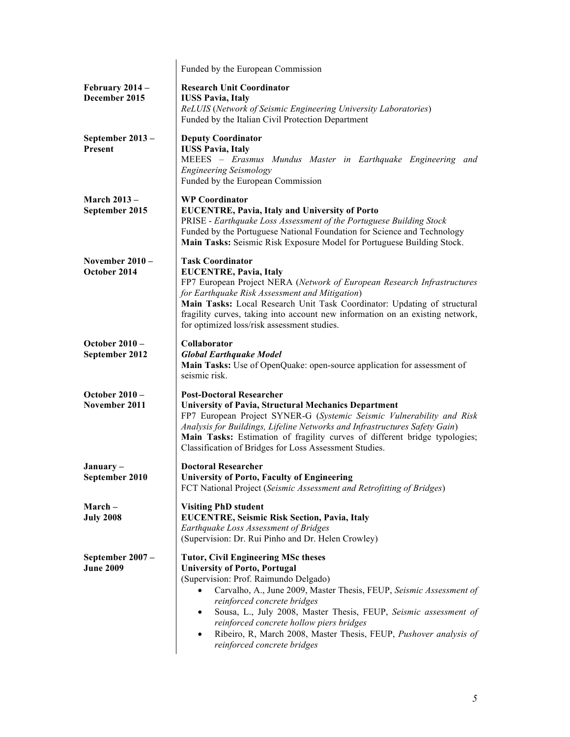| | |
|---|---|
| | Funded by the European Commission |
| **February 2014 – December 2015** | **Research Unit Coordinator**<br>**IUSS Pavia, Italy**<br>*ReLUIS* (*Network of Seismic Engineering University Laboratories*)<br>Funded by the Italian Civil Protection Department |
| **September 2013 – Present** | **Deputy Coordinator**<br>**IUSS Pavia, Italy**<br>MEEES – *Erasmus Mundus Master in Earthquake Engineering and Engineering Seismology*<br>Funded by the European Commission |
| **March 2013 – September 2015** | **WP Coordinator**<br>**EUCENTRE, Pavia, Italy and University of Porto**<br>PRISE - *Earthquake Loss Assessment of the Portuguese Building Stock*<br>Funded by the Portuguese National Foundation for Science and Technology<br>**Main Tasks:** Seismic Risk Exposure Model for Portuguese Building Stock. |
| **November 2010 – October 2014** | **Task Coordinator**<br>**EUCENTRE, Pavia, Italy**<br>FP7 European Project NERA (*Network of European Research Infrastructures for Earthquake Risk Assessment and Mitigation*)<br>**Main Tasks:** Local Research Unit Task Coordinator: Updating of structural fragility curves, taking into account new information on an existing network, for optimized loss/risk assessment studies. |
| **October 2010 – September 2012** | **Collaborator**<br>***Global Earthquake Model***<br>**Main Tasks:** Use of OpenQuake: open-source application for assessment of seismic risk. |
| **October 2010 – November 2011** | **Post-Doctoral Researcher**<br>**University of Pavia, Structural Mechanics Department**<br>FP7 European Project SYNER-G (*Systemic Seismic Vulnerability and Risk Analysis for Buildings, Lifeline Networks and Infrastructures Safety Gain*)<br>**Main Tasks:** Estimation of fragility curves of different bridge typologies; Classification of Bridges for Loss Assessment Studies. |
| **January – September 2010** | **Doctoral Researcher**<br>**University of Porto, Faculty of Engineering**<br>FCT National Project (*Seismic Assessment and Retrofitting of Bridges*) |
| **March – July 2008** | **Visiting PhD student**<br>**EUCENTRE, Seismic Risk Section, Pavia, Italy**<br>*Earthquake Loss Assessment of Bridges*<br>(Supervision: Dr. Rui Pinho and Dr. Helen Crowley) |
| **September 2007 – June 2009** | **Tutor, Civil Engineering MSc theses**<br>**University of Porto, Portugal**<br>(Supervision: Prof. Raimundo Delgado)<br>• Carvalho, A., June 2009, Master Thesis, FEUP, *Seismic Assessment of reinforced concrete bridges*<br>• Sousa, L., July 2008, Master Thesis, FEUP, *Seismic assessment of reinforced concrete hollow piers bridges*<br>• Ribeiro, R, March 2008, Master Thesis, FEUP, *Pushover analysis of reinforced concrete bridges* |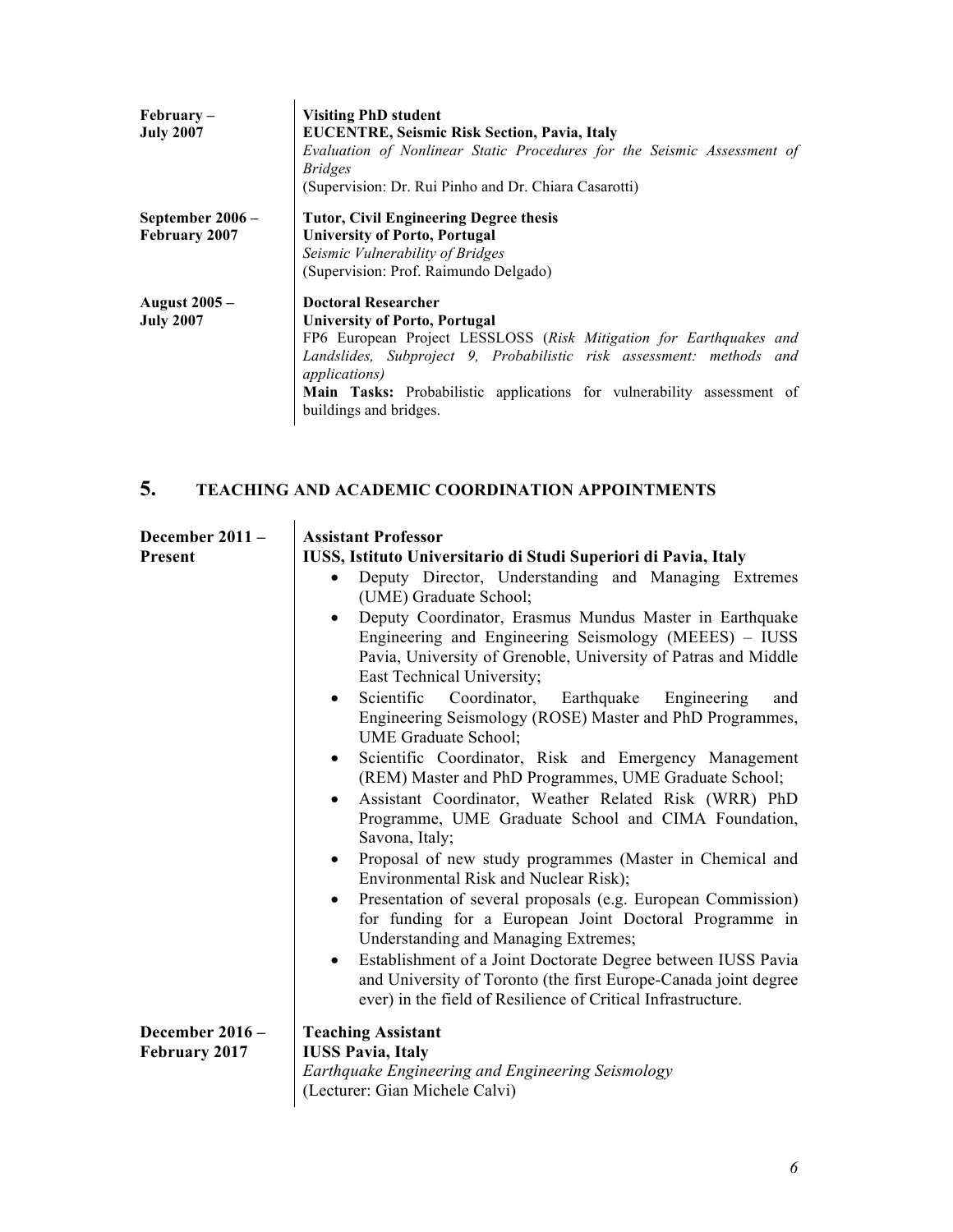**February – July 2007**

**Visiting PhD student**
**EUCENTRE, Seismic Risk Section, Pavia, Italy**
*Evaluation of Nonlinear Static Procedures for the Seismic Assessment of Bridges*
(Supervision: Dr. Rui Pinho and Dr. Chiara Casarotti)

**September 2006 – February 2007**

**Tutor, Civil Engineering Degree thesis**
**University of Porto, Portugal**
*Seismic Vulnerability of Bridges*
(Supervision: Prof. Raimundo Delgado)

**August 2005 – July 2007**

**Doctoral Researcher**
**University of Porto, Portugal**
FP6 European Project LESSLOSS (*Risk Mitigation for Earthquakes and Landslides, Subproject 9, Probabilistic risk assessment: methods and applications)*
**Main Tasks:** Probabilistic applications for vulnerability assessment of buildings and bridges.

## 5. TEACHING AND ACADEMIC COORDINATION APPOINTMENTS

**December 2011 – Present**

**Assistant Professor**
**IUSS, Istituto Universitario di Studi Superiori di Pavia, Italy**

- Deputy Director, Understanding and Managing Extremes (UME) Graduate School;
- Deputy Coordinator, Erasmus Mundus Master in Earthquake Engineering and Engineering Seismology (MEEES) – IUSS Pavia, University of Grenoble, University of Patras and Middle East Technical University;
- Scientific Coordinator, Earthquake Engineering and Engineering Seismology (ROSE) Master and PhD Programmes, UME Graduate School;
- Scientific Coordinator, Risk and Emergency Management (REM) Master and PhD Programmes, UME Graduate School;
- Assistant Coordinator, Weather Related Risk (WRR) PhD Programme, UME Graduate School and CIMA Foundation, Savona, Italy;
- Proposal of new study programmes (Master in Chemical and Environmental Risk and Nuclear Risk);
- Presentation of several proposals (e.g. European Commission) for funding for a European Joint Doctoral Programme in Understanding and Managing Extremes;
- Establishment of a Joint Doctorate Degree between IUSS Pavia and University of Toronto (the first Europe-Canada joint degree ever) in the field of Resilience of Critical Infrastructure.

**December 2016 – February 2017**

**Teaching Assistant**
**IUSS Pavia, Italy**
*Earthquake Engineering and Engineering Seismology*
(Lecturer: Gian Michele Calvi)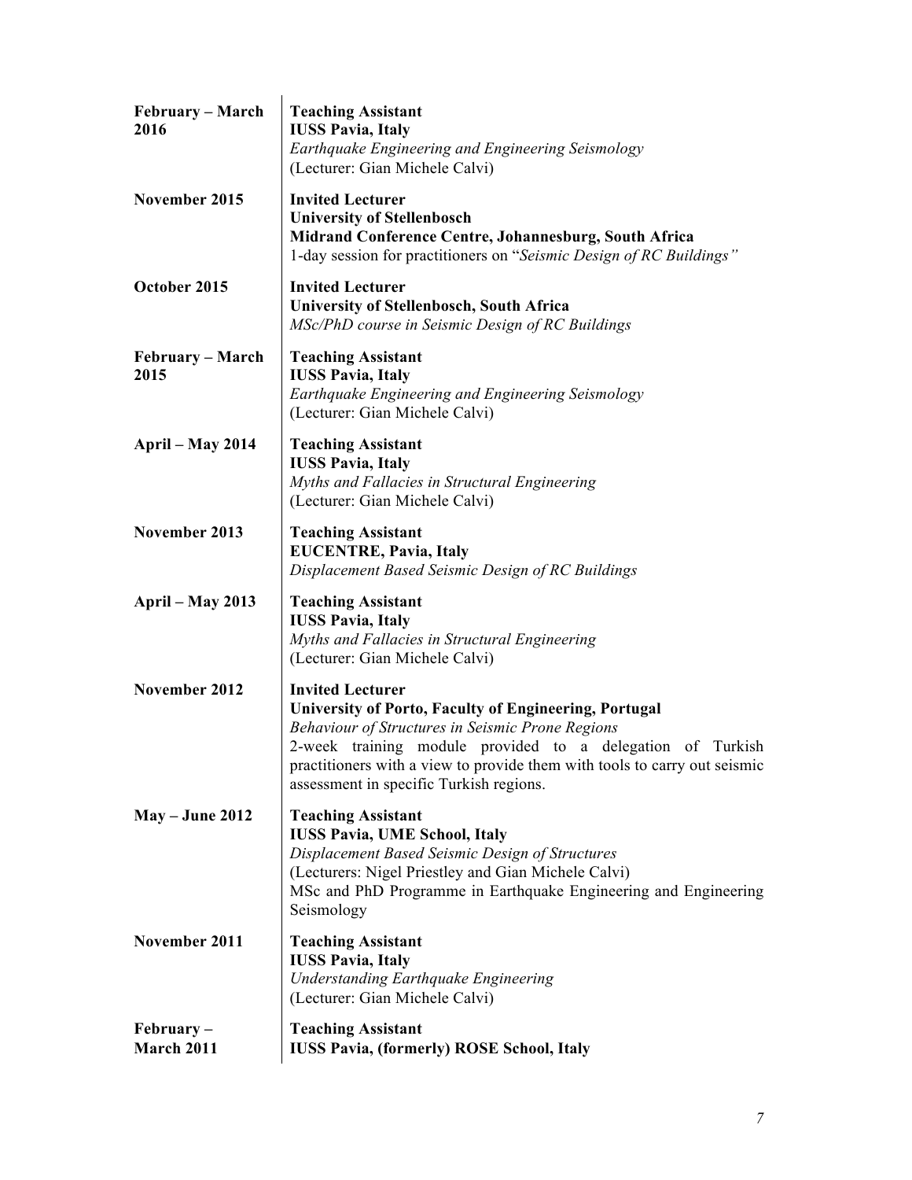| | |
|---|---|
| **February – March 2016** | **Teaching Assistant**<br>**IUSS Pavia, Italy**<br>*Earthquake Engineering and Engineering Seismology*<br>(Lecturer: Gian Michele Calvi) |
| **November 2015** | **Invited Lecturer**<br>**University of Stellenbosch**<br>**Midrand Conference Centre, Johannesburg, South Africa**<br>1-day session for practitioners on "*Seismic Design of RC Buildings"* |
| **October 2015** | **Invited Lecturer**<br>**University of Stellenbosch, South Africa**<br>*MSc/PhD course in Seismic Design of RC Buildings* |
| **February – March 2015** | **Teaching Assistant**<br>**IUSS Pavia, Italy**<br>*Earthquake Engineering and Engineering Seismology*<br>(Lecturer: Gian Michele Calvi) |
| **April – May 2014** | **Teaching Assistant**<br>**IUSS Pavia, Italy**<br>*Myths and Fallacies in Structural Engineering*<br>(Lecturer: Gian Michele Calvi) |
| **November 2013** | **Teaching Assistant**<br>**EUCENTRE, Pavia, Italy**<br>*Displacement Based Seismic Design of RC Buildings* |
| **April – May 2013** | **Teaching Assistant**<br>**IUSS Pavia, Italy**<br>*Myths and Fallacies in Structural Engineering*<br>(Lecturer: Gian Michele Calvi) |
| **November 2012** | **Invited Lecturer**<br>**University of Porto, Faculty of Engineering, Portugal**<br>*Behaviour of Structures in Seismic Prone Regions*<br>2-week training module provided to a delegation of Turkish practitioners with a view to provide them with tools to carry out seismic assessment in specific Turkish regions. |
| **May – June 2012** | **Teaching Assistant**<br>**IUSS Pavia, UME School, Italy**<br>*Displacement Based Seismic Design of Structures*<br>(Lecturers: Nigel Priestley and Gian Michele Calvi)<br>MSc and PhD Programme in Earthquake Engineering and Engineering Seismology |
| **November 2011** | **Teaching Assistant**<br>**IUSS Pavia, Italy**<br>*Understanding Earthquake Engineering*<br>(Lecturer: Gian Michele Calvi) |
| **February – March 2011** | **Teaching Assistant**<br>**IUSS Pavia, (formerly) ROSE School, Italy** |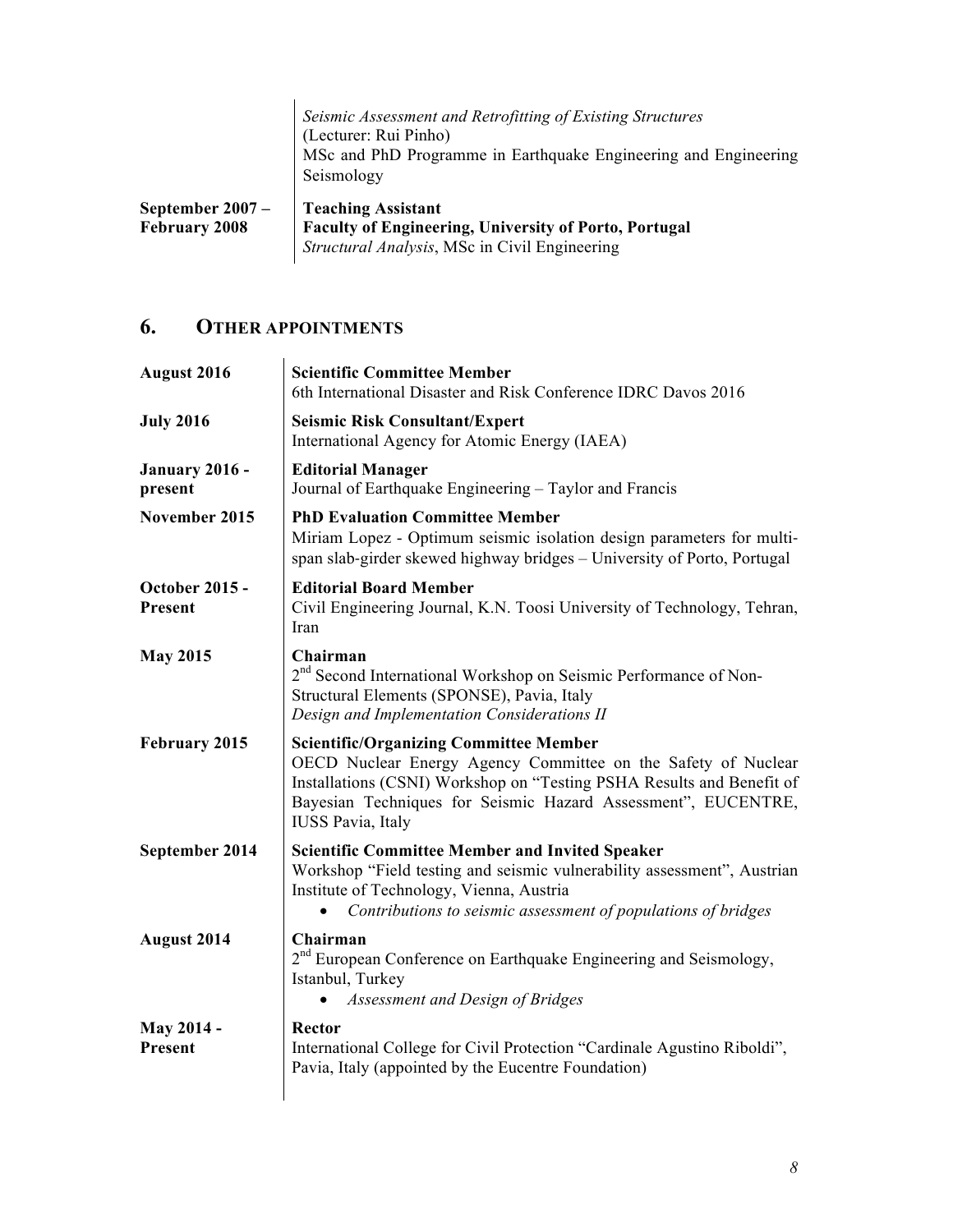| | |
|---|---|
| | *Seismic Assessment and Retrofitting of Existing Structures* (Lecturer: Rui Pinho) MSc and PhD Programme in Earthquake Engineering and Engineering Seismology |
| **September 2007 – February 2008** | **Teaching Assistant** **Faculty of Engineering, University of Porto, Portugal** *Structural Analysis*, MSc in Civil Engineering |

## 6. OTHER APPOINTMENTS

| | |
|---|---|
| **August 2016** | **Scientific Committee Member** 6th International Disaster and Risk Conference IDRC Davos 2016 |
| **July 2016** | **Seismic Risk Consultant/Expert** International Agency for Atomic Energy (IAEA) |
| **January 2016 - present** | **Editorial Manager** Journal of Earthquake Engineering – Taylor and Francis |
| **November 2015** | **PhD Evaluation Committee Member** Miriam Lopez - Optimum seismic isolation design parameters for multi-span slab-girder skewed highway bridges – University of Porto, Portugal |
| **October 2015 - Present** | **Editorial Board Member** Civil Engineering Journal, K.N. Toosi University of Technology, Tehran, Iran |
| **May 2015** | **Chairman** 2nd Second International Workshop on Seismic Performance of Non-Structural Elements (SPONSE), Pavia, Italy *Design and Implementation Considerations II* |
| **February 2015** | **Scientific/Organizing Committee Member** OECD Nuclear Energy Agency Committee on the Safety of Nuclear Installations (CSNI) Workshop on "Testing PSHA Results and Benefit of Bayesian Techniques for Seismic Hazard Assessment", EUCENTRE, IUSS Pavia, Italy |
| **September 2014** | **Scientific Committee Member and Invited Speaker** Workshop "Field testing and seismic vulnerability assessment", Austrian Institute of Technology, Vienna, Austria • *Contributions to seismic assessment of populations of bridges* |
| **August 2014** | **Chairman** 2nd European Conference on Earthquake Engineering and Seismology, Istanbul, Turkey • *Assessment and Design of Bridges* |
| **May 2014 - Present** | **Rector** International College for Civil Protection "Cardinale Agustino Riboldi", Pavia, Italy (appointed by the Eucentre Foundation) |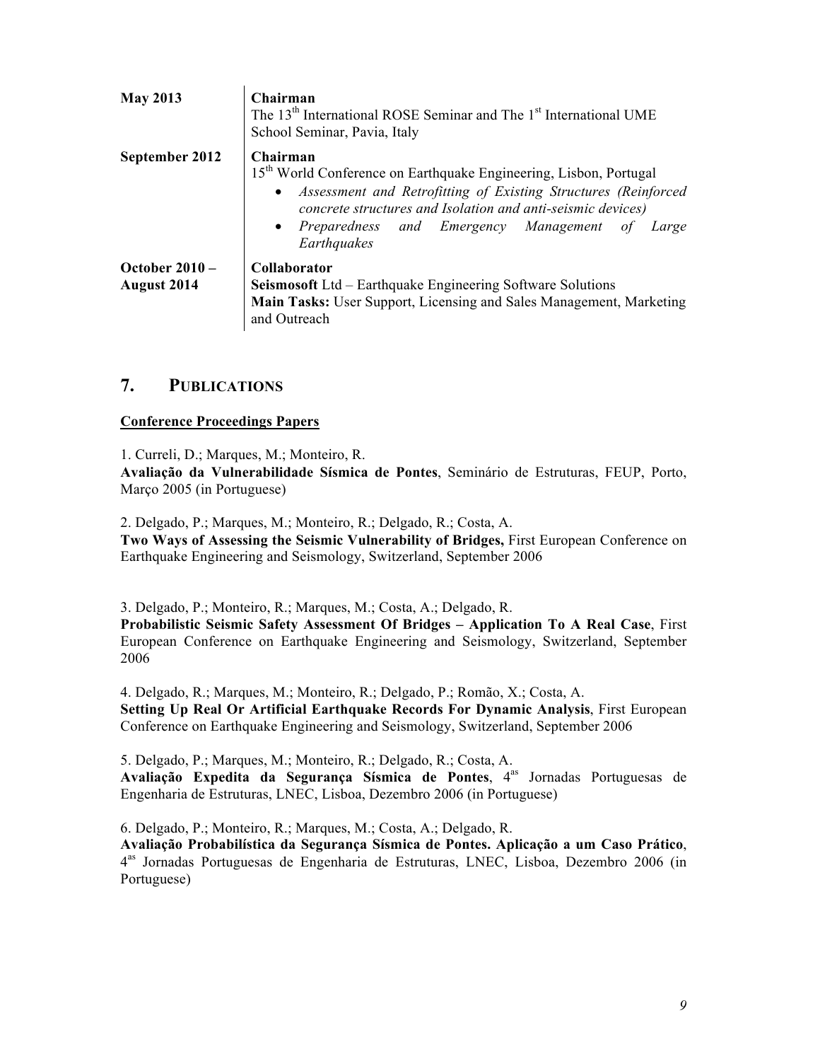| | |
|---|---|
| **May 2013** | **Chairman**<br>The 13th International ROSE Seminar and The 1st International UME School Seminar, Pavia, Italy |
| **September 2012** | **Chairman**<br>15th World Conference on Earthquake Engineering, Lisbon, Portugal<br>• *Assessment and Retrofitting of Existing Structures (Reinforced concrete structures and Isolation and anti-seismic devices)*<br>• *Preparedness and Emergency Management of Large Earthquakes* |
| **October 2010 – August 2014** | **Collaborator**<br>**Seismosoft** Ltd – Earthquake Engineering Software Solutions<br>**Main Tasks:** User Support, Licensing and Sales Management, Marketing and Outreach |

## 7. Publications

**Conference Proceedings Papers**

1. Curreli, D.; Marques, M.; Monteiro, R.
**Avaliação da Vulnerabilidade Sísmica de Pontes**, Seminário de Estruturas, FEUP, Porto, Março 2005 (in Portuguese)

2. Delgado, P.; Marques, M.; Monteiro, R.; Delgado, R.; Costa, A.
**Two Ways of Assessing the Seismic Vulnerability of Bridges,** First European Conference on Earthquake Engineering and Seismology, Switzerland, September 2006

3. Delgado, P.; Monteiro, R.; Marques, M.; Costa, A.; Delgado, R.
**Probabilistic Seismic Safety Assessment Of Bridges – Application To A Real Case**, First European Conference on Earthquake Engineering and Seismology, Switzerland, September 2006

4. Delgado, R.; Marques, M.; Monteiro, R.; Delgado, P.; Romão, X.; Costa, A.
**Setting Up Real Or Artificial Earthquake Records For Dynamic Analysis**, First European Conference on Earthquake Engineering and Seismology, Switzerland, September 2006

5. Delgado, P.; Marques, M.; Monteiro, R.; Delgado, R.; Costa, A.
**Avaliação Expedita da Segurança Sísmica de Pontes**, 4as Jornadas Portuguesas de Engenharia de Estruturas, LNEC, Lisboa, Dezembro 2006 (in Portuguese)

6. Delgado, P.; Monteiro, R.; Marques, M.; Costa, A.; Delgado, R.
**Avaliação Probabilística da Segurança Sísmica de Pontes. Aplicação a um Caso Prático**, 4as Jornadas Portuguesas de Engenharia de Estruturas, LNEC, Lisboa, Dezembro 2006 (in Portuguese)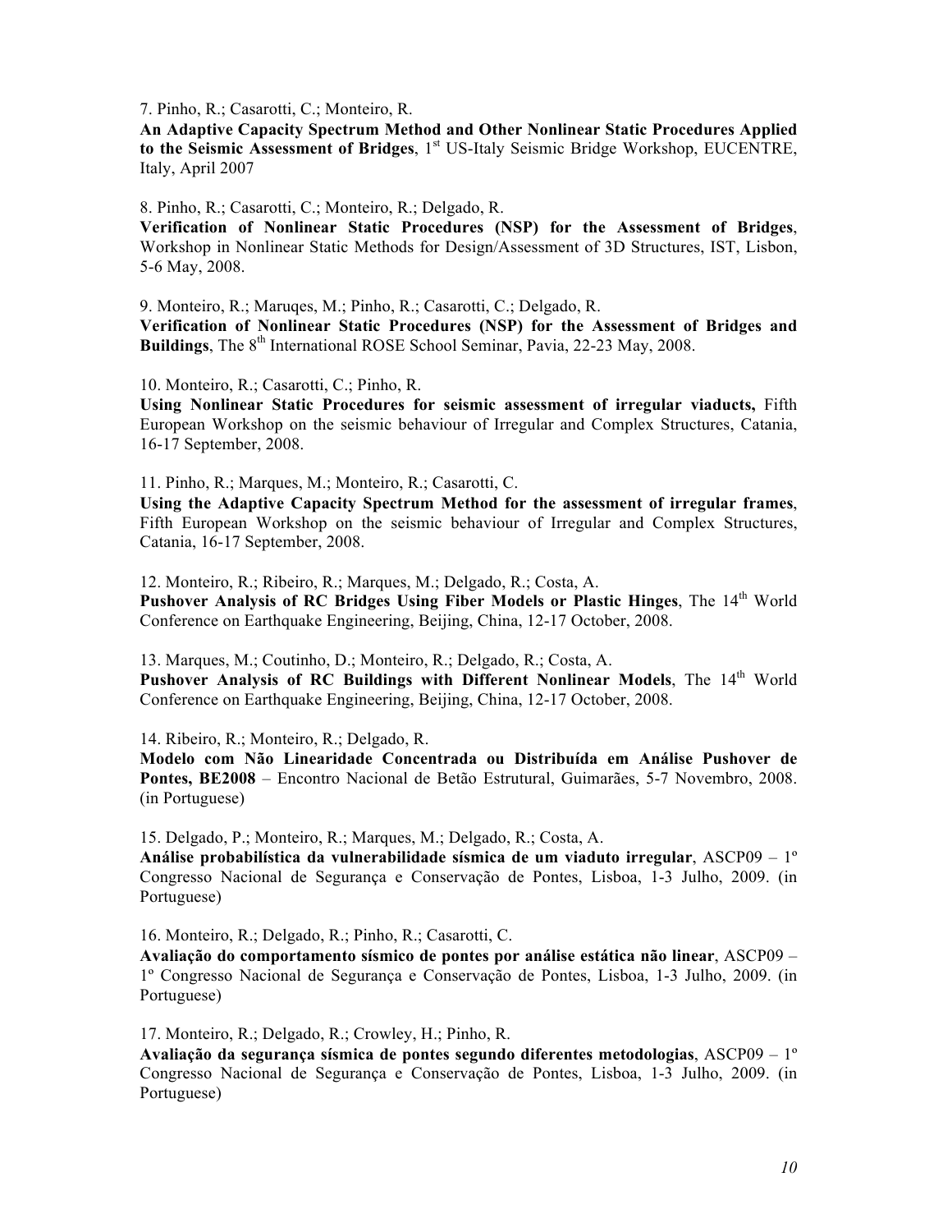7. Pinho, R.; Casarotti, C.; Monteiro, R.
**An Adaptive Capacity Spectrum Method and Other Nonlinear Static Procedures Applied to the Seismic Assessment of Bridges**, 1st US-Italy Seismic Bridge Workshop, EUCENTRE, Italy, April 2007

8. Pinho, R.; Casarotti, C.; Monteiro, R.; Delgado, R.
**Verification of Nonlinear Static Procedures (NSP) for the Assessment of Bridges**, Workshop in Nonlinear Static Methods for Design/Assessment of 3D Structures, IST, Lisbon, 5-6 May, 2008.

9. Monteiro, R.; Maruqes, M.; Pinho, R.; Casarotti, C.; Delgado, R.
**Verification of Nonlinear Static Procedures (NSP) for the Assessment of Bridges and Buildings**, The 8th International ROSE School Seminar, Pavia, 22-23 May, 2008.

10. Monteiro, R.; Casarotti, C.; Pinho, R.
**Using Nonlinear Static Procedures for seismic assessment of irregular viaducts,** Fifth European Workshop on the seismic behaviour of Irregular and Complex Structures, Catania, 16-17 September, 2008.

11. Pinho, R.; Marques, M.; Monteiro, R.; Casarotti, C.
**Using the Adaptive Capacity Spectrum Method for the assessment of irregular frames**, Fifth European Workshop on the seismic behaviour of Irregular and Complex Structures, Catania, 16-17 September, 2008.

12. Monteiro, R.; Ribeiro, R.; Marques, M.; Delgado, R.; Costa, A.
**Pushover Analysis of RC Bridges Using Fiber Models or Plastic Hinges**, The 14th World Conference on Earthquake Engineering, Beijing, China, 12-17 October, 2008.

13. Marques, M.; Coutinho, D.; Monteiro, R.; Delgado, R.; Costa, A.
**Pushover Analysis of RC Buildings with Different Nonlinear Models**, The 14th World Conference on Earthquake Engineering, Beijing, China, 12-17 October, 2008.

14. Ribeiro, R.; Monteiro, R.; Delgado, R.
**Modelo com Não Linearidade Concentrada ou Distribuída em Análise Pushover de Pontes, BE2008** – Encontro Nacional de Betão Estrutural, Guimarães, 5-7 Novembro, 2008. (in Portuguese)

15. Delgado, P.; Monteiro, R.; Marques, M.; Delgado, R.; Costa, A.
**Análise probabilística da vulnerabilidade sísmica de um viaduto irregular**, ASCP09 – 1º Congresso Nacional de Segurança e Conservação de Pontes, Lisboa, 1-3 Julho, 2009. (in Portuguese)

16. Monteiro, R.; Delgado, R.; Pinho, R.; Casarotti, C.
**Avaliação do comportamento sísmico de pontes por análise estática não linear**, ASCP09 – 1º Congresso Nacional de Segurança e Conservação de Pontes, Lisboa, 1-3 Julho, 2009. (in Portuguese)

17. Monteiro, R.; Delgado, R.; Crowley, H.; Pinho, R.
**Avaliação da segurança sísmica de pontes segundo diferentes metodologias**, ASCP09 – 1º Congresso Nacional de Segurança e Conservação de Pontes, Lisboa, 1-3 Julho, 2009. (in Portuguese)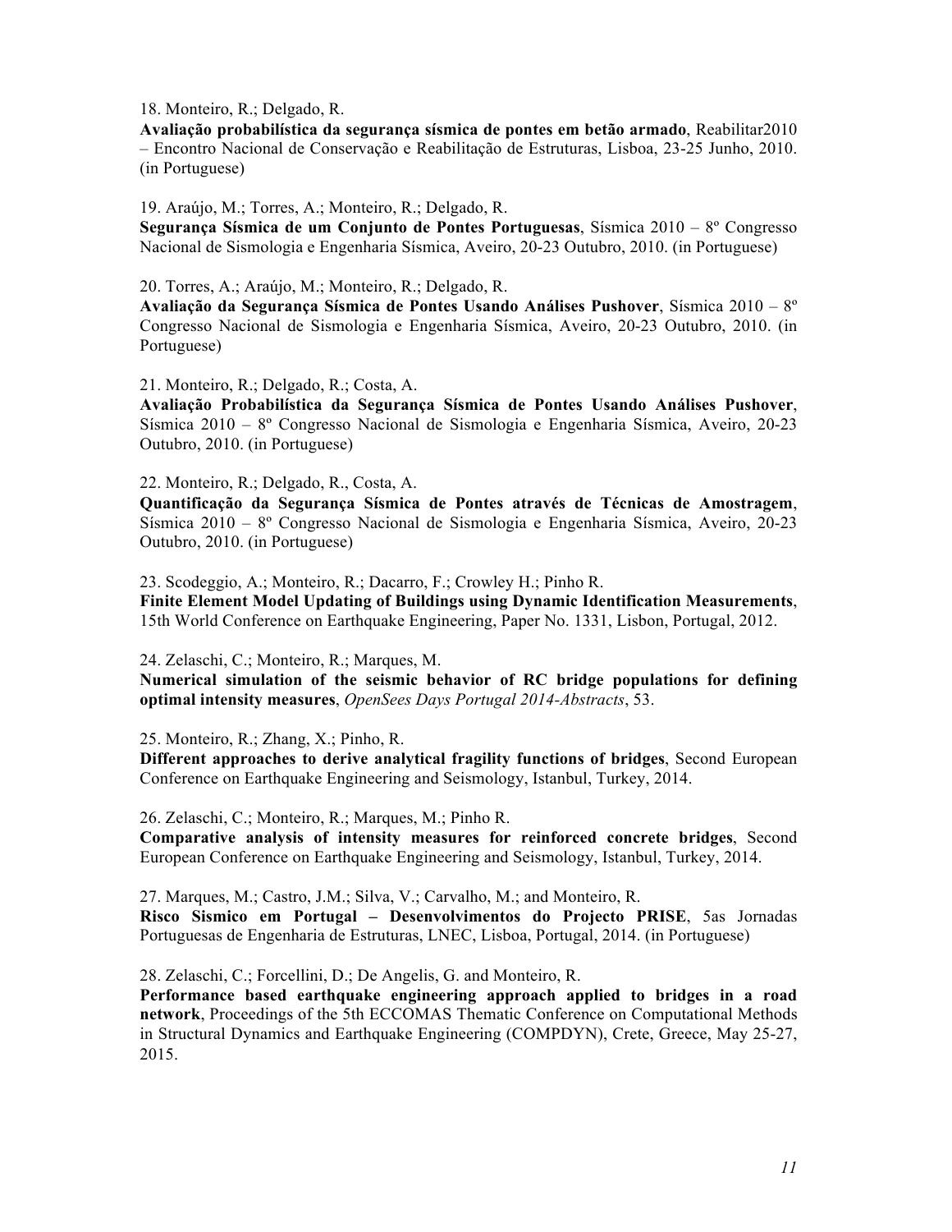18. Monteiro, R.; Delgado, R.
**Avaliação probabilística da segurança sísmica de pontes em betão armado**, Reabilitar2010 – Encontro Nacional de Conservação e Reabilitação de Estruturas, Lisboa, 23-25 Junho, 2010. (in Portuguese)

19. Araújo, M.; Torres, A.; Monteiro, R.; Delgado, R.
**Segurança Sísmica de um Conjunto de Pontes Portuguesas**, Sísmica 2010 – 8º Congresso Nacional de Sismologia e Engenharia Sísmica, Aveiro, 20-23 Outubro, 2010. (in Portuguese)

20. Torres, A.; Araújo, M.; Monteiro, R.; Delgado, R.
**Avaliação da Segurança Sísmica de Pontes Usando Análises Pushover**, Sísmica 2010 – 8º Congresso Nacional de Sismologia e Engenharia Sísmica, Aveiro, 20-23 Outubro, 2010. (in Portuguese)

21. Monteiro, R.; Delgado, R.; Costa, A.
**Avaliação Probabilística da Segurança Sísmica de Pontes Usando Análises Pushover**, Sísmica 2010 – 8º Congresso Nacional de Sismologia e Engenharia Sísmica, Aveiro, 20-23 Outubro, 2010. (in Portuguese)

22. Monteiro, R.; Delgado, R., Costa, A.
**Quantificação da Segurança Sísmica de Pontes através de Técnicas de Amostragem**, Sísmica 2010 – 8º Congresso Nacional de Sismologia e Engenharia Sísmica, Aveiro, 20-23 Outubro, 2010. (in Portuguese)

23. Scodeggio, A.; Monteiro, R.; Dacarro, F.; Crowley H.; Pinho R.
**Finite Element Model Updating of Buildings using Dynamic Identification Measurements**, 15th World Conference on Earthquake Engineering, Paper No. 1331, Lisbon, Portugal, 2012.

24. Zelaschi, C.; Monteiro, R.; Marques, M.
**Numerical simulation of the seismic behavior of RC bridge populations for defining optimal intensity measures**, *OpenSees Days Portugal 2014-Abstracts*, 53.

25. Monteiro, R.; Zhang, X.; Pinho, R.
**Different approaches to derive analytical fragility functions of bridges**, Second European Conference on Earthquake Engineering and Seismology, Istanbul, Turkey, 2014.

26. Zelaschi, C.; Monteiro, R.; Marques, M.; Pinho R.
**Comparative analysis of intensity measures for reinforced concrete bridges**, Second European Conference on Earthquake Engineering and Seismology, Istanbul, Turkey, 2014.

27. Marques, M.; Castro, J.M.; Silva, V.; Carvalho, M.; and Monteiro, R.
**Risco Sismico em Portugal – Desenvolvimentos do Projecto PRISE**, 5as Jornadas Portuguesas de Engenharia de Estruturas, LNEC, Lisboa, Portugal, 2014. (in Portuguese)

28. Zelaschi, C.; Forcellini, D.; De Angelis, G. and Monteiro, R.
**Performance based earthquake engineering approach applied to bridges in a road network**, Proceedings of the 5th ECCOMAS Thematic Conference on Computational Methods in Structural Dynamics and Earthquake Engineering (COMPDYN), Crete, Greece, May 25-27, 2015.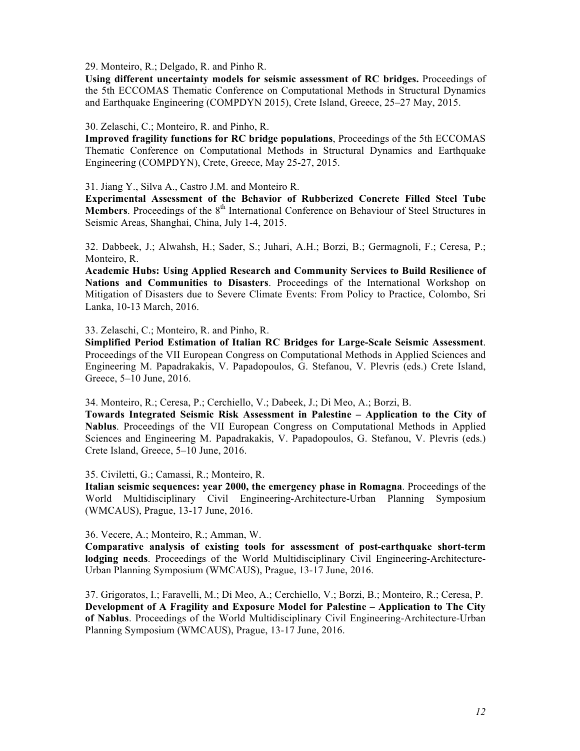29. Monteiro, R.; Delgado, R. and Pinho R.
**Using different uncertainty models for seismic assessment of RC bridges.** Proceedings of the 5th ECCOMAS Thematic Conference on Computational Methods in Structural Dynamics and Earthquake Engineering (COMPDYN 2015), Crete Island, Greece, 25–27 May, 2015.

30. Zelaschi, C.; Monteiro, R. and Pinho, R.
**Improved fragility functions for RC bridge populations**, Proceedings of the 5th ECCOMAS Thematic Conference on Computational Methods in Structural Dynamics and Earthquake Engineering (COMPDYN), Crete, Greece, May 25-27, 2015.

31. Jiang Y., Silva A., Castro J.M. and Monteiro R.
**Experimental Assessment of the Behavior of Rubberized Concrete Filled Steel Tube Members**. Proceedings of the 8th International Conference on Behaviour of Steel Structures in Seismic Areas, Shanghai, China, July 1-4, 2015.

32. Dabbeek, J.; Alwahsh, H.; Sader, S.; Juhari, A.H.; Borzi, B.; Germagnoli, F.; Ceresa, P.; Monteiro, R.
**Academic Hubs: Using Applied Research and Community Services to Build Resilience of Nations and Communities to Disasters**. Proceedings of the International Workshop on Mitigation of Disasters due to Severe Climate Events: From Policy to Practice, Colombo, Sri Lanka, 10-13 March, 2016.

33. Zelaschi, C.; Monteiro, R. and Pinho, R.
**Simplified Period Estimation of Italian RC Bridges for Large-Scale Seismic Assessment**. Proceedings of the VII European Congress on Computational Methods in Applied Sciences and Engineering M. Papadrakakis, V. Papadopoulos, G. Stefanou, V. Plevris (eds.) Crete Island, Greece, 5–10 June, 2016.

34. Monteiro, R.; Ceresa, P.; Cerchiello, V.; Dabeek, J.; Di Meo, A.; Borzi, B.
**Towards Integrated Seismic Risk Assessment in Palestine – Application to the City of Nablus**. Proceedings of the VII European Congress on Computational Methods in Applied Sciences and Engineering M. Papadrakakis, V. Papadopoulos, G. Stefanou, V. Plevris (eds.) Crete Island, Greece, 5–10 June, 2016.

35. Civiletti, G.; Camassi, R.; Monteiro, R.
**Italian seismic sequences: year 2000, the emergency phase in Romagna**. Proceedings of the World Multidisciplinary Civil Engineering-Architecture-Urban Planning Symposium (WMCAUS), Prague, 13-17 June, 2016.

36. Vecere, A.; Monteiro, R.; Amman, W.
**Comparative analysis of existing tools for assessment of post-earthquake short-term lodging needs**. Proceedings of the World Multidisciplinary Civil Engineering-Architecture-Urban Planning Symposium (WMCAUS), Prague, 13-17 June, 2016.

37. Grigoratos, I.; Faravelli, M.; Di Meo, A.; Cerchiello, V.; Borzi, B.; Monteiro, R.; Ceresa, P.
**Development of A Fragility and Exposure Model for Palestine – Application to The City of Nablus**. Proceedings of the World Multidisciplinary Civil Engineering-Architecture-Urban Planning Symposium (WMCAUS), Prague, 13-17 June, 2016.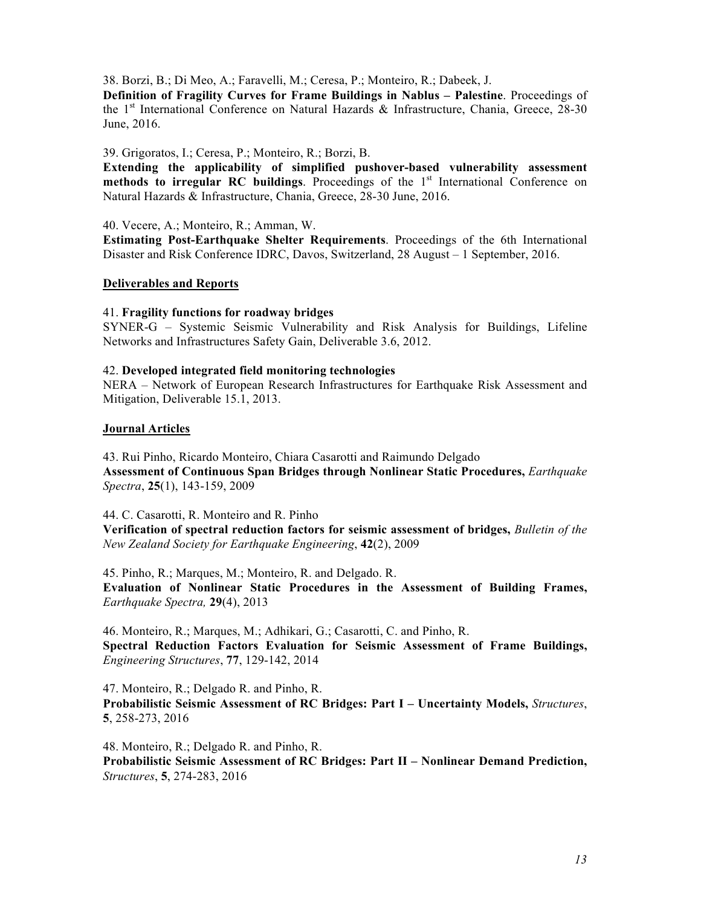38. Borzi, B.; Di Meo, A.; Faravelli, M.; Ceresa, P.; Monteiro, R.; Dabeek, J.
**Definition of Fragility Curves for Frame Buildings in Nablus – Palestine**. Proceedings of the 1st International Conference on Natural Hazards & Infrastructure, Chania, Greece, 28-30 June, 2016.

39. Grigoratos, I.; Ceresa, P.; Monteiro, R.; Borzi, B.
**Extending the applicability of simplified pushover-based vulnerability assessment methods to irregular RC buildings**. Proceedings of the 1st International Conference on Natural Hazards & Infrastructure, Chania, Greece, 28-30 June, 2016.

40. Vecere, A.; Monteiro, R.; Amman, W.
**Estimating Post-Earthquake Shelter Requirements**. Proceedings of the 6th International Disaster and Risk Conference IDRC, Davos, Switzerland, 28 August – 1 September, 2016.

## Deliverables and Reports

41. **Fragility functions for roadway bridges**
SYNER-G – Systemic Seismic Vulnerability and Risk Analysis for Buildings, Lifeline Networks and Infrastructures Safety Gain, Deliverable 3.6, 2012.

42. **Developed integrated field monitoring technologies**
NERA – Network of European Research Infrastructures for Earthquake Risk Assessment and Mitigation, Deliverable 15.1, 2013.

## Journal Articles

43. Rui Pinho, Ricardo Monteiro, Chiara Casarotti and Raimundo Delgado
**Assessment of Continuous Span Bridges through Nonlinear Static Procedures,** *Earthquake Spectra*, **25**(1), 143-159, 2009

44. C. Casarotti, R. Monteiro and R. Pinho
**Verification of spectral reduction factors for seismic assessment of bridges,** *Bulletin of the New Zealand Society for Earthquake Engineering*, **42**(2), 2009

45. Pinho, R.; Marques, M.; Monteiro, R. and Delgado. R.
**Evaluation of Nonlinear Static Procedures in the Assessment of Building Frames,** *Earthquake Spectra,* **29**(4), 2013

46. Monteiro, R.; Marques, M.; Adhikari, G.; Casarotti, C. and Pinho, R.
**Spectral Reduction Factors Evaluation for Seismic Assessment of Frame Buildings,** *Engineering Structures*, **77**, 129-142, 2014

47. Monteiro, R.; Delgado R. and Pinho, R.
**Probabilistic Seismic Assessment of RC Bridges: Part I – Uncertainty Models,** *Structures*, **5**, 258-273, 2016

48. Monteiro, R.; Delgado R. and Pinho, R.
**Probabilistic Seismic Assessment of RC Bridges: Part II – Nonlinear Demand Prediction,** *Structures*, **5**, 274-283, 2016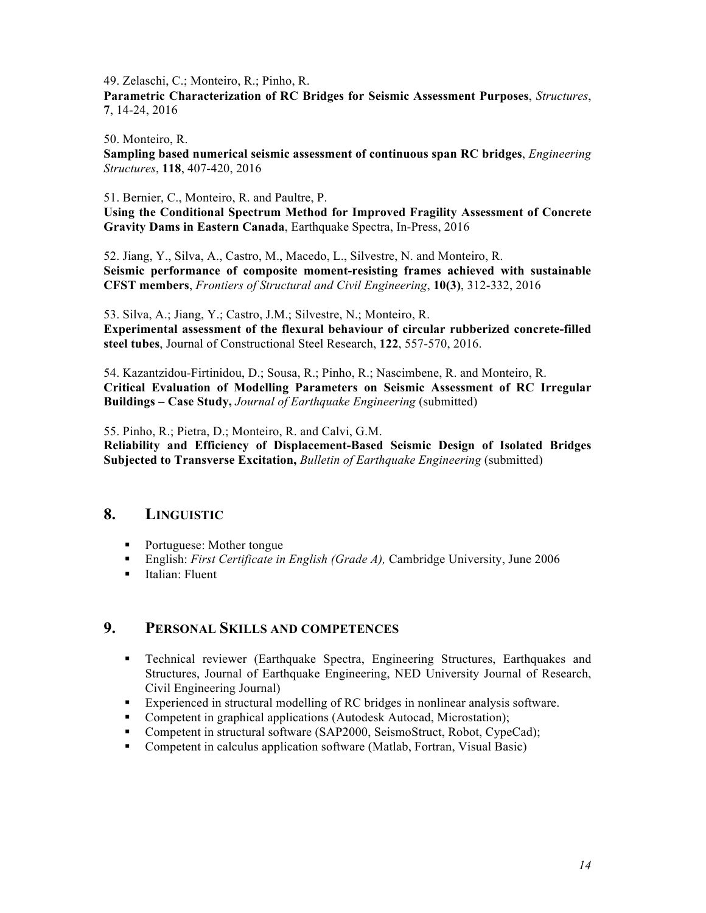49. Zelaschi, C.; Monteiro, R.; Pinho, R.
**Parametric Characterization of RC Bridges for Seismic Assessment Purposes**, *Structures*, **7**, 14-24, 2016

50. Monteiro, R.
**Sampling based numerical seismic assessment of continuous span RC bridges**, *Engineering Structures*, **118**, 407-420, 2016

51. Bernier, C., Monteiro, R. and Paultre, P.
**Using the Conditional Spectrum Method for Improved Fragility Assessment of Concrete Gravity Dams in Eastern Canada**, Earthquake Spectra, In-Press, 2016

52. Jiang, Y., Silva, A., Castro, M., Macedo, L., Silvestre, N. and Monteiro, R.
**Seismic performance of composite moment-resisting frames achieved with sustainable CFST members**, *Frontiers of Structural and Civil Engineering*, **10(3)**, 312-332, 2016

53. Silva, A.; Jiang, Y.; Castro, J.M.; Silvestre, N.; Monteiro, R.
**Experimental assessment of the flexural behaviour of circular rubberized concrete-filled steel tubes**, Journal of Constructional Steel Research, **122**, 557-570, 2016.

54. Kazantzidou-Firtinidou, D.; Sousa, R.; Pinho, R.; Nascimbene, R. and Monteiro, R.
**Critical Evaluation of Modelling Parameters on Seismic Assessment of RC Irregular Buildings – Case Study,** *Journal of Earthquake Engineering* (submitted)

55. Pinho, R.; Pietra, D.; Monteiro, R. and Calvi, G.M.
**Reliability and Efficiency of Displacement-Based Seismic Design of Isolated Bridges Subjected to Transverse Excitation,** *Bulletin of Earthquake Engineering* (submitted)

## 8. LINGUISTIC

- Portuguese: Mother tongue
- English: *First Certificate in English (Grade A),* Cambridge University, June 2006
- Italian: Fluent

## 9. PERSONAL SKILLS AND COMPETENCES

- Technical reviewer (Earthquake Spectra, Engineering Structures, Earthquakes and Structures, Journal of Earthquake Engineering, NED University Journal of Research, Civil Engineering Journal)
- Experienced in structural modelling of RC bridges in nonlinear analysis software.
- Competent in graphical applications (Autodesk Autocad, Microstation);
- Competent in structural software (SAP2000, SeismoStruct, Robot, CypeCad);
- Competent in calculus application software (Matlab, Fortran, Visual Basic)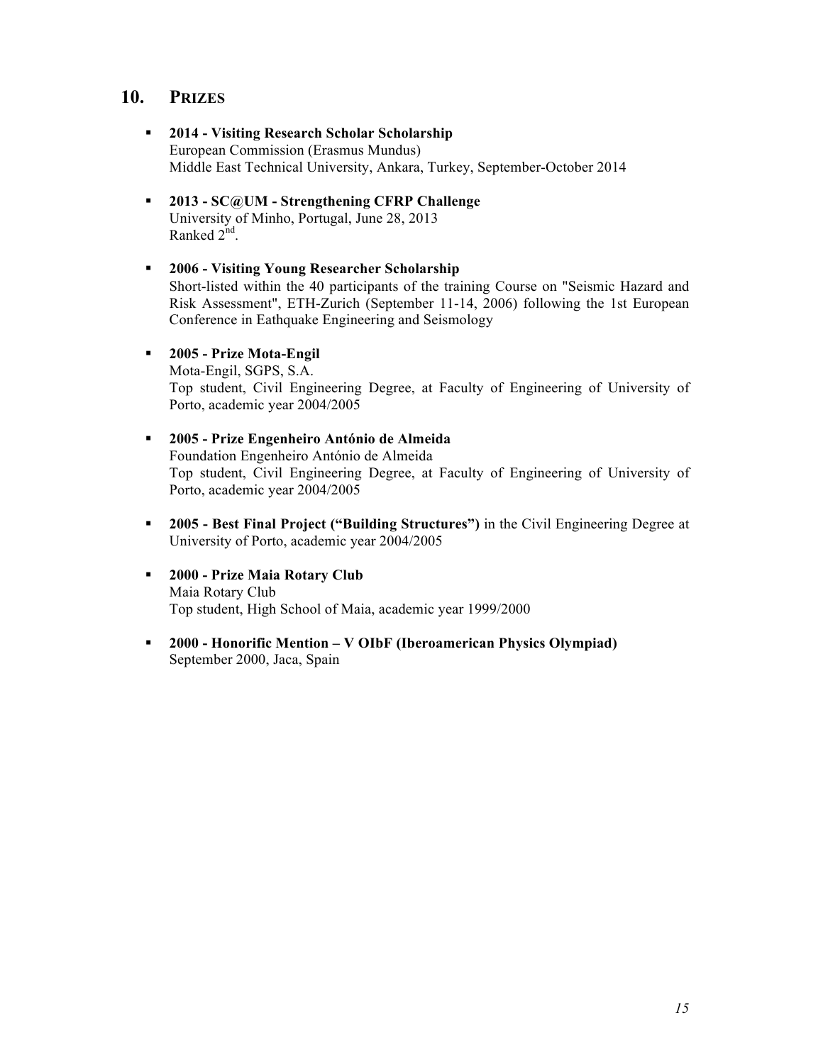## 10. PRIZES

- **2014 - Visiting Research Scholar Scholarship**
  European Commission (Erasmus Mundus)
  Middle East Technical University, Ankara, Turkey, September-October 2014

- **2013 - SC@UM - Strengthening CFRP Challenge**
  University of Minho, Portugal, June 28, 2013
  Ranked 2nd.

- **2006 - Visiting Young Researcher Scholarship**
  Short-listed within the 40 participants of the training Course on "Seismic Hazard and Risk Assessment", ETH-Zurich (September 11-14, 2006) following the 1st European Conference in Eathquake Engineering and Seismology

- **2005 - Prize Mota-Engil**
  Mota-Engil, SGPS, S.A.
  Top student, Civil Engineering Degree, at Faculty of Engineering of University of Porto, academic year 2004/2005

- **2005 - Prize Engenheiro António de Almeida**
  Foundation Engenheiro António de Almeida
  Top student, Civil Engineering Degree, at Faculty of Engineering of University of Porto, academic year 2004/2005

- **2005 - Best Final Project ("Building Structures")** in the Civil Engineering Degree at University of Porto, academic year 2004/2005

- **2000 - Prize Maia Rotary Club**
  Maia Rotary Club
  Top student, High School of Maia, academic year 1999/2000

- **2000 - Honorific Mention – V OIbF (Iberoamerican Physics Olympiad)**
  September 2000, Jaca, Spain